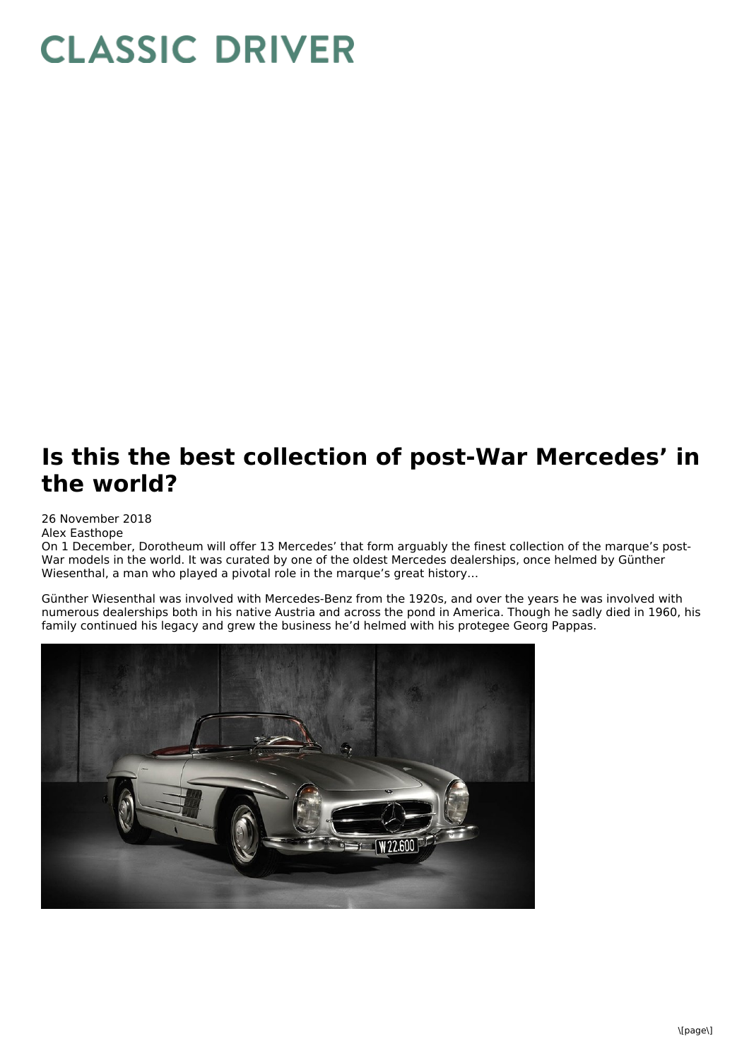# CLASSIC DRIVER

## Is this the best collection of post-War Mercedes' in the world?

26 November 2018
Alex Easthope
On 1 December, Dorotheum will offer 13 Mercedes' that form arguably the finest collection of the marque's post-War models in the world. It was curated by one of the oldest Mercedes dealerships, once helmed by Günther Wiesenthal, a man who played a pivotal role in the marque's great history…

Günther Wiesenthal was involved with Mercedes-Benz from the 1920s, and over the years he was involved with numerous dealerships both in his native Austria and across the pond in America. Though he sadly died in 1960, his family continued his legacy and grew the business he'd helmed with his protegee Georg Pappas.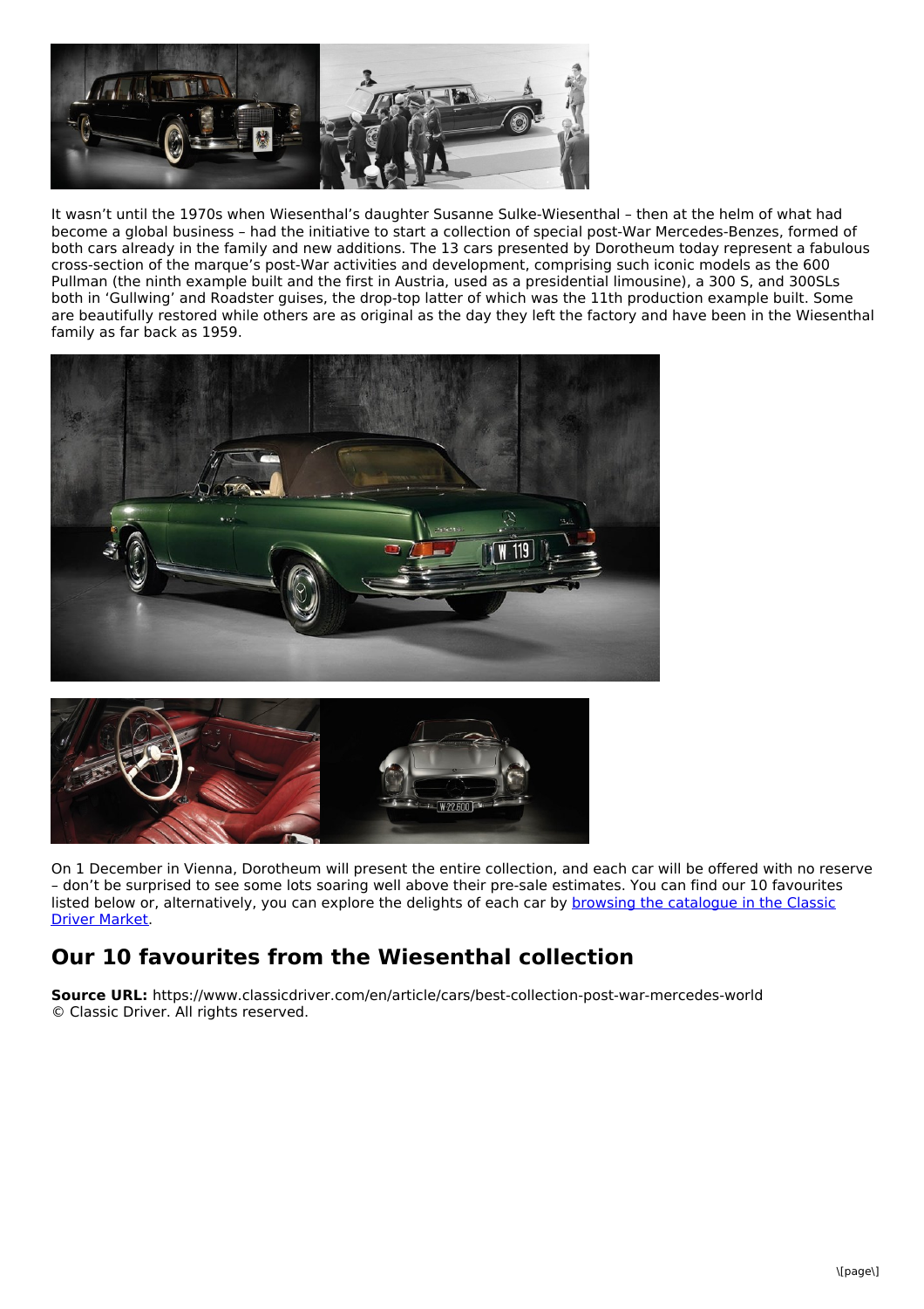It wasn't until the 1970s when Wiesenthal's daughter Susanne Sulke-Wiesenthal – then at the helm of what had become a global business – had the initiative to start a collection of special post-War Mercedes-Benzes, formed of both cars already in the family and new additions. The 13 cars presented by Dorotheum today represent a fabulous cross-section of the marque's post-War activities and development, comprising such iconic models as the 600 Pullman (the ninth example built and the first in Austria, used as a presidential limousine), a 300 S, and 300SLs both in 'Gullwing' and Roadster guises, the drop-top latter of which was the 11th production example built. Some are beautifully restored while others are as original as the day they left the factory and have been in the Wiesenthal family as far back as 1959.

On 1 December in Vienna, Dorotheum will present the entire collection, and each car will be offered with no reserve – don't be surprised to see some lots soaring well above their pre-sale estimates. You can find our 10 favourites listed below or, alternatively, you can explore the delights of each car by [browsing the catalogue in the Classic Driver Market](#).

## Our 10 favourites from the Wiesenthal collection

**Source URL:** https://www.classicdriver.com/en/article/cars/best-collection-post-war-mercedes-world
© Classic Driver. All rights reserved.